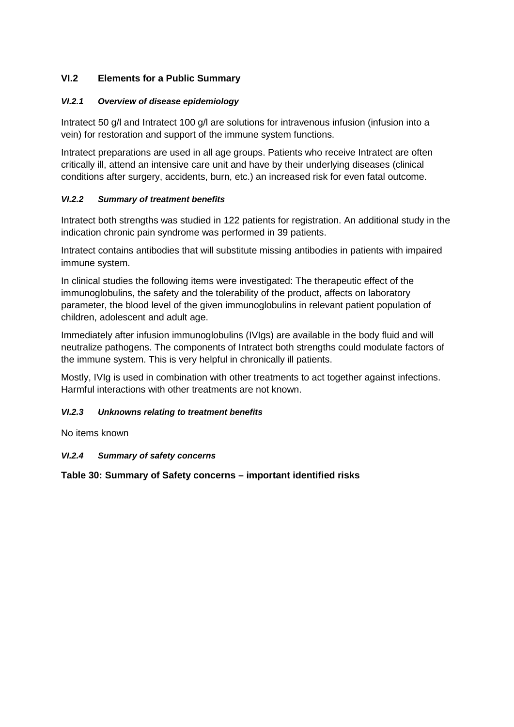## VI.2 Elements for a Public Summary

### *VI.2.1 Overview of disease epidemiology*

Intratect 50 g/l and Intratect 100 g/l are solutions for intravenous infusion (infusion into a vein) for restoration and support of the immune system functions.

Intratect preparations are used in all age groups. Patients who receive Intratect are often critically ill, attend an intensive care unit and have by their underlying diseases (clinical conditions after surgery, accidents, burn, etc.) an increased risk for even fatal outcome.

### *VI.2.2 Summary of treatment benefits*

Intratect both strengths was studied in 122 patients for registration. An additional study in the indication chronic pain syndrome was performed in 39 patients.

Intratect contains antibodies that will substitute missing antibodies in patients with impaired immune system.

In clinical studies the following items were investigated: The therapeutic effect of the immunoglobulins, the safety and the tolerability of the product, affects on laboratory parameter, the blood level of the given immunoglobulins in relevant patient population of children, adolescent and adult age.

Immediately after infusion immunoglobulins (IVIgs) are available in the body fluid and will neutralize pathogens. The components of Intratect both strengths could modulate factors of the immune system. This is very helpful in chronically ill patients.

Mostly, IVIg is used in combination with other treatments to act together against infections. Harmful interactions with other treatments are not known.

### *VI.2.3 Unknowns relating to treatment benefits*

No items known

### *VI.2.4 Summary of safety concerns*

**Table 30: Summary of Safety concerns – important identified risks**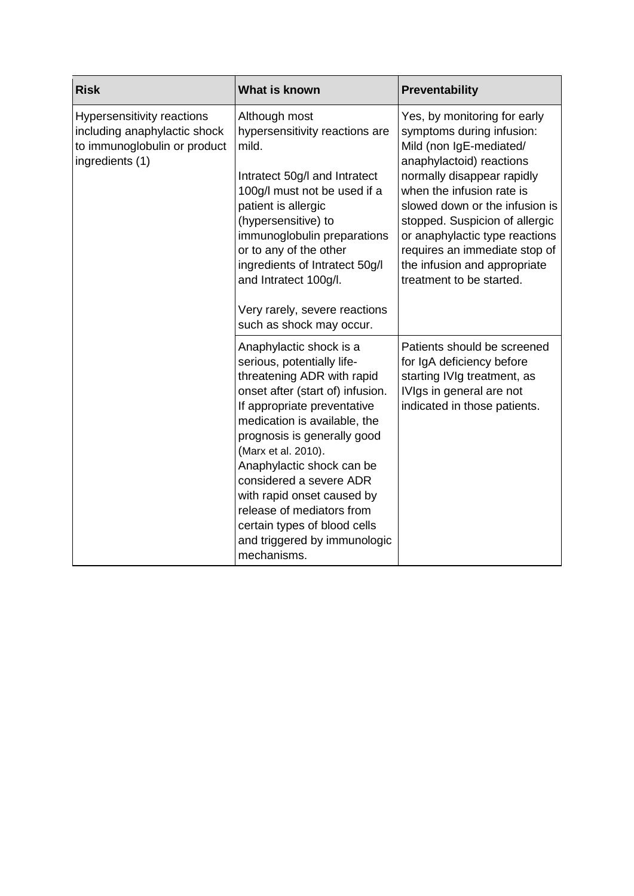| Risk | What is known | Preventability |
|---|---|---|
| Hypersensitivity reactions including anaphylactic shock to immunoglobulin or product ingredients (1) | Although most hypersensitivity reactions are mild.<br><br>Intratect 50g/l and Intratect 100g/l must not be used if a patient is allergic (hypersensitive) to immunoglobulin preparations or to any of the other ingredients of Intratect 50g/l and Intratect 100g/l.<br><br>Very rarely, severe reactions such as shock may occur. | Yes, by monitoring for early symptoms during infusion: Mild (non IgE-mediated/ anaphylactoid) reactions normally disappear rapidly when the infusion rate is slowed down or the infusion is stopped. Suspicion of allergic or anaphylactic type reactions requires an immediate stop of the infusion and appropriate treatment to be started. |
| | Anaphylactic shock is a serious, potentially life-threatening ADR with rapid onset after (start of) infusion. If appropriate preventative medication is available, the prognosis is generally good (Marx et al. 2010). Anaphylactic shock can be considered a severe ADR with rapid onset caused by release of mediators from certain types of blood cells and triggered by immunologic mechanisms. | Patients should be screened for IgA deficiency before starting IVIg treatment, as IVIgs in general are not indicated in those patients. |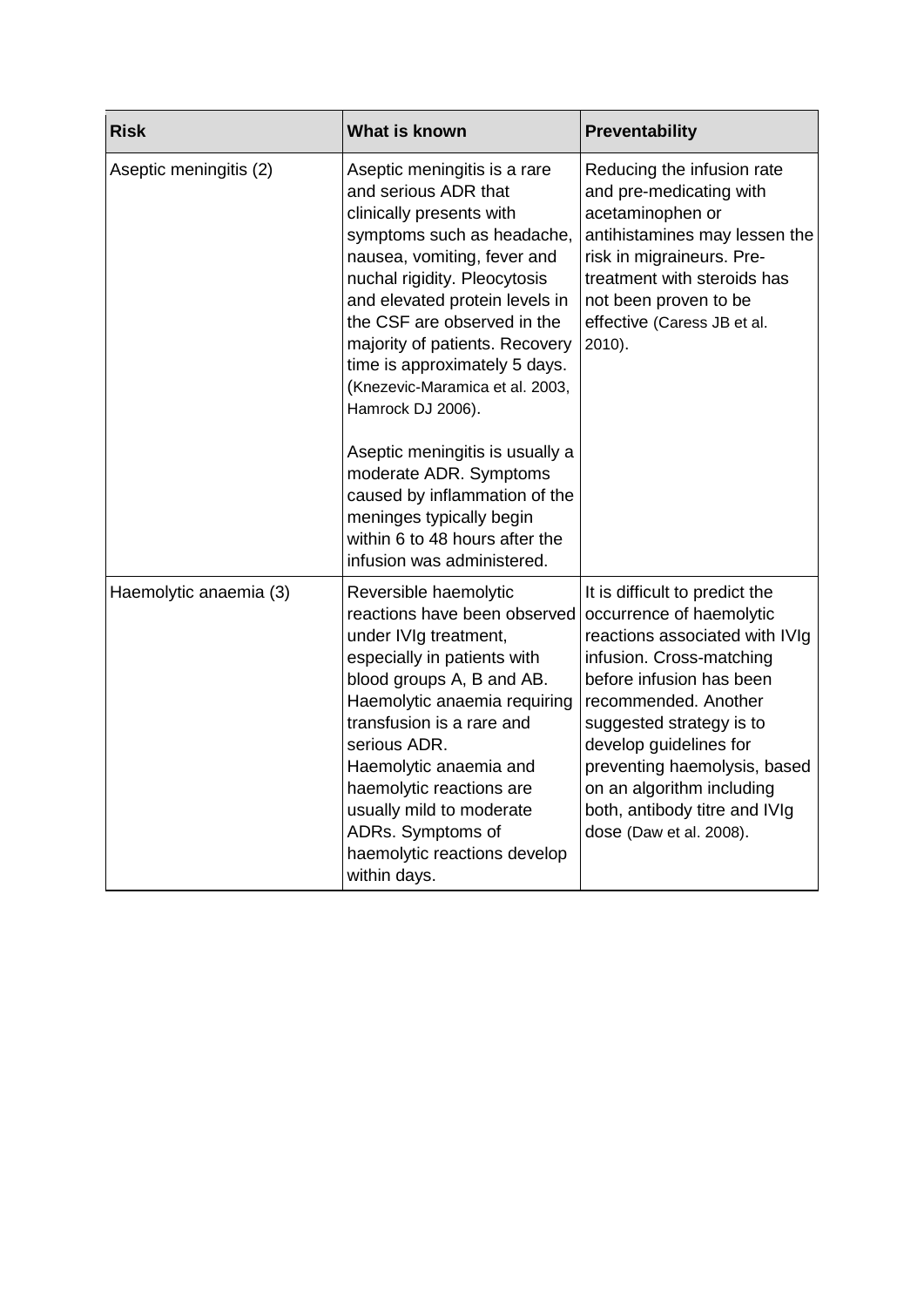| Risk | What is known | Preventability |
|---|---|---|
| Aseptic meningitis (2) | Aseptic meningitis is a rare and serious ADR that clinically presents with symptoms such as headache, nausea, vomiting, fever and nuchal rigidity. Pleocytosis and elevated protein levels in the CSF are observed in the majority of patients. Recovery time is approximately 5 days. (Knezevic-Maramica et al. 2003, Hamrock DJ 2006).<br><br>Aseptic meningitis is usually a moderate ADR. Symptoms caused by inflammation of the meninges typically begin within 6 to 48 hours after the infusion was administered. | Reducing the infusion rate and pre-medicating with acetaminophen or antihistamines may lessen the risk in migraineurs. Pre-treatment with steroids has not been proven to be effective (Caress JB et al. 2010). |
| Haemolytic anaemia (3) | Reversible haemolytic reactions have been observed under IVIg treatment, especially in patients with blood groups A, B and AB. Haemolytic anaemia requiring transfusion is a rare and serious ADR.<br>Haemolytic anaemia and haemolytic reactions are usually mild to moderate ADRs. Symptoms of haemolytic reactions develop within days. | It is difficult to predict the occurrence of haemolytic reactions associated with IVIg infusion. Cross-matching before infusion has been recommended. Another suggested strategy is to develop guidelines for preventing haemolysis, based on an algorithm including both, antibody titre and IVIg dose (Daw et al. 2008). |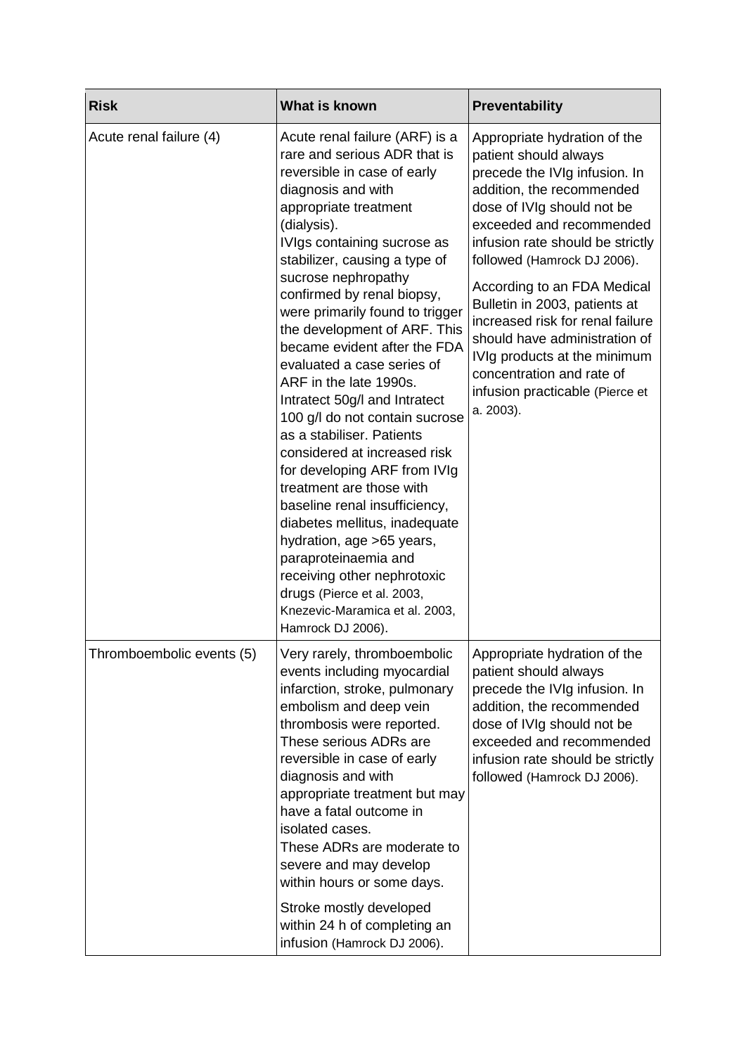| Risk | What is known | Preventability |
| --- | --- | --- |
| Acute renal failure (4) | Acute renal failure (ARF) is a rare and serious ADR that is reversible in case of early diagnosis and with appropriate treatment (dialysis).<br>IVIgs containing sucrose as stabilizer, causing a type of sucrose nephropathy confirmed by renal biopsy, were primarily found to trigger the development of ARF. This became evident after the FDA evaluated a case series of ARF in the late 1990s. Intratect 50g/l and Intratect 100 g/l do not contain sucrose as a stabiliser. Patients considered at increased risk for developing ARF from IVIg treatment are those with baseline renal insufficiency, diabetes mellitus, inadequate hydration, age >65 years, paraproteinaemia and receiving other nephrotoxic drugs (Pierce et al. 2003, Knezevic-Maramica et al. 2003, Hamrock DJ 2006). | Appropriate hydration of the patient should always precede the IVIg infusion. In addition, the recommended dose of IVIg should not be exceeded and recommended infusion rate should be strictly followed (Hamrock DJ 2006).<br><br>According to an FDA Medical Bulletin in 2003, patients at increased risk for renal failure should have administration of IVIg products at the minimum concentration and rate of infusion practicable (Pierce et a. 2003). |
| Thromboembolic events (5) | Very rarely, thromboembolic events including myocardial infarction, stroke, pulmonary embolism and deep vein thrombosis were reported. These serious ADRs are reversible in case of early diagnosis and with appropriate treatment but may have a fatal outcome in isolated cases.<br>These ADRs are moderate to severe and may develop within hours or some days.<br><br>Stroke mostly developed within 24 h of completing an infusion (Hamrock DJ 2006). | Appropriate hydration of the patient should always precede the IVIg infusion. In addition, the recommended dose of IVIg should not be exceeded and recommended infusion rate should be strictly followed (Hamrock DJ 2006). |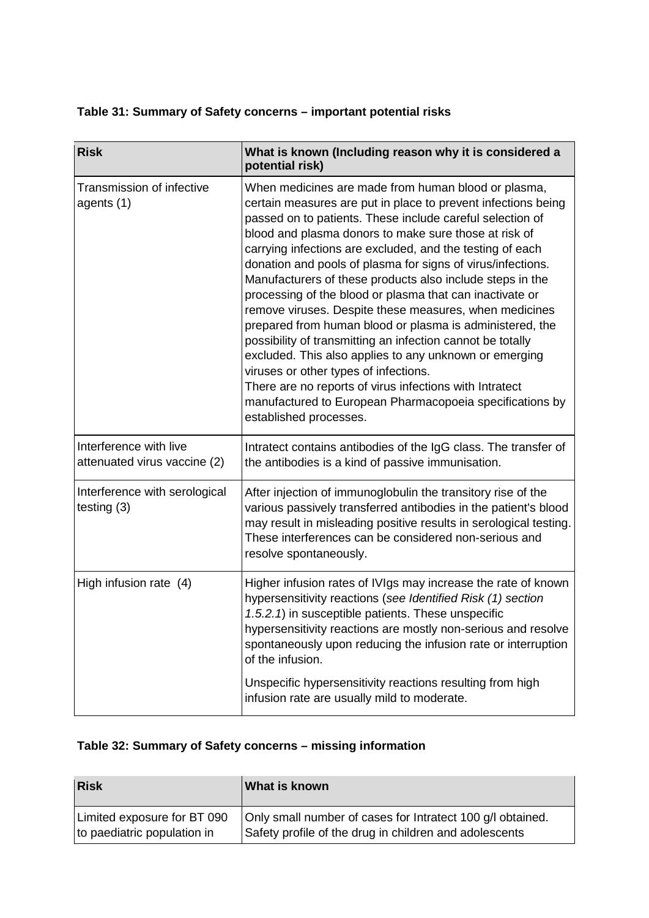**Table 31: Summary of Safety concerns – important potential risks**

| Risk | What is known (Including reason why it is considered a potential risk) |
|---|---|
| Transmission of infective agents (1) | When medicines are made from human blood or plasma, certain measures are put in place to prevent infections being passed on to patients. These include careful selection of blood and plasma donors to make sure those at risk of carrying infections are excluded, and the testing of each donation and pools of plasma for signs of virus/infections. Manufacturers of these products also include steps in the processing of the blood or plasma that can inactivate or remove viruses. Despite these measures, when medicines prepared from human blood or plasma is administered, the possibility of transmitting an infection cannot be totally excluded. This also applies to any unknown or emerging viruses or other types of infections.<br>There are no reports of virus infections with Intratect manufactured to European Pharmacopoeia specifications by established processes. |
| Interference with live attenuated virus vaccine (2) | Intratect contains antibodies of the IgG class. The transfer of the antibodies is a kind of passive immunisation. |
| Interference with serological testing (3) | After injection of immunoglobulin the transitory rise of the various passively transferred antibodies in the patient's blood may result in misleading positive results in serological testing. These interferences can be considered non-serious and resolve spontaneously. |
| High infusion rate (4) | Higher infusion rates of IVIgs may increase the rate of known hypersensitivity reactions (*see Identified Risk (1) section 1.5.2.1*) in susceptible patients. These unspecific hypersensitivity reactions are mostly non-serious and resolve spontaneously upon reducing the infusion rate or interruption of the infusion.<br><br>Unspecific hypersensitivity reactions resulting from high infusion rate are usually mild to moderate. |

**Table 32: Summary of Safety concerns – missing information**

| Risk | What is known |
|---|---|
| Limited exposure for BT 090 to paediatric population in | Only small number of cases for Intratect 100 g/l obtained. Safety profile of the drug in children and adolescents |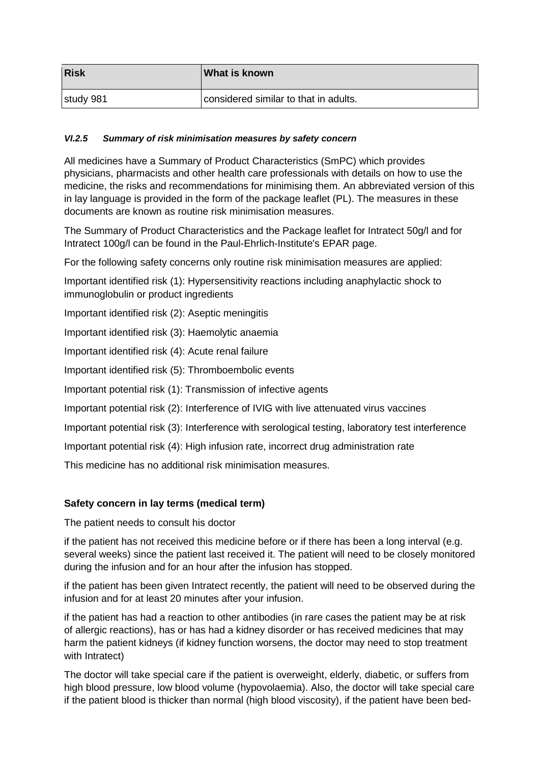| Risk | What is known |
| --- | --- |
| study 981 | considered similar to that in adults. |

#### *VI.2.5 Summary of risk minimisation measures by safety concern*

All medicines have a Summary of Product Characteristics (SmPC) which provides physicians, pharmacists and other health care professionals with details on how to use the medicine, the risks and recommendations for minimising them. An abbreviated version of this in lay language is provided in the form of the package leaflet (PL). The measures in these documents are known as routine risk minimisation measures.

The Summary of Product Characteristics and the Package leaflet for Intratect 50g/l and for Intratect 100g/l can be found in the Paul-Ehrlich-Institute's EPAR page.

For the following safety concerns only routine risk minimisation measures are applied:

Important identified risk (1): Hypersensitivity reactions including anaphylactic shock to immunoglobulin or product ingredients

Important identified risk (2): Aseptic meningitis

Important identified risk (3): Haemolytic anaemia

Important identified risk (4): Acute renal failure

Important identified risk (5): Thromboembolic events

Important potential risk (1): Transmission of infective agents

Important potential risk (2): Interference of IVIG with live attenuated virus vaccines

Important potential risk (3): Interference with serological testing, laboratory test interference

Important potential risk (4): High infusion rate, incorrect drug administration rate

This medicine has no additional risk minimisation measures.

**Safety concern in lay terms (medical term)**

The patient needs to consult his doctor

if the patient has not received this medicine before or if there has been a long interval (e.g. several weeks) since the patient last received it. The patient will need to be closely monitored during the infusion and for an hour after the infusion has stopped.

if the patient has been given Intratect recently, the patient will need to be observed during the infusion and for at least 20 minutes after your infusion.

if the patient has had a reaction to other antibodies (in rare cases the patient may be at risk of allergic reactions), has or has had a kidney disorder or has received medicines that may harm the patient kidneys (if kidney function worsens, the doctor may need to stop treatment with Intratect)

The doctor will take special care if the patient is overweight, elderly, diabetic, or suffers from high blood pressure, low blood volume (hypovolaemia). Also, the doctor will take special care if the patient blood is thicker than normal (high blood viscosity), if the patient have been bed-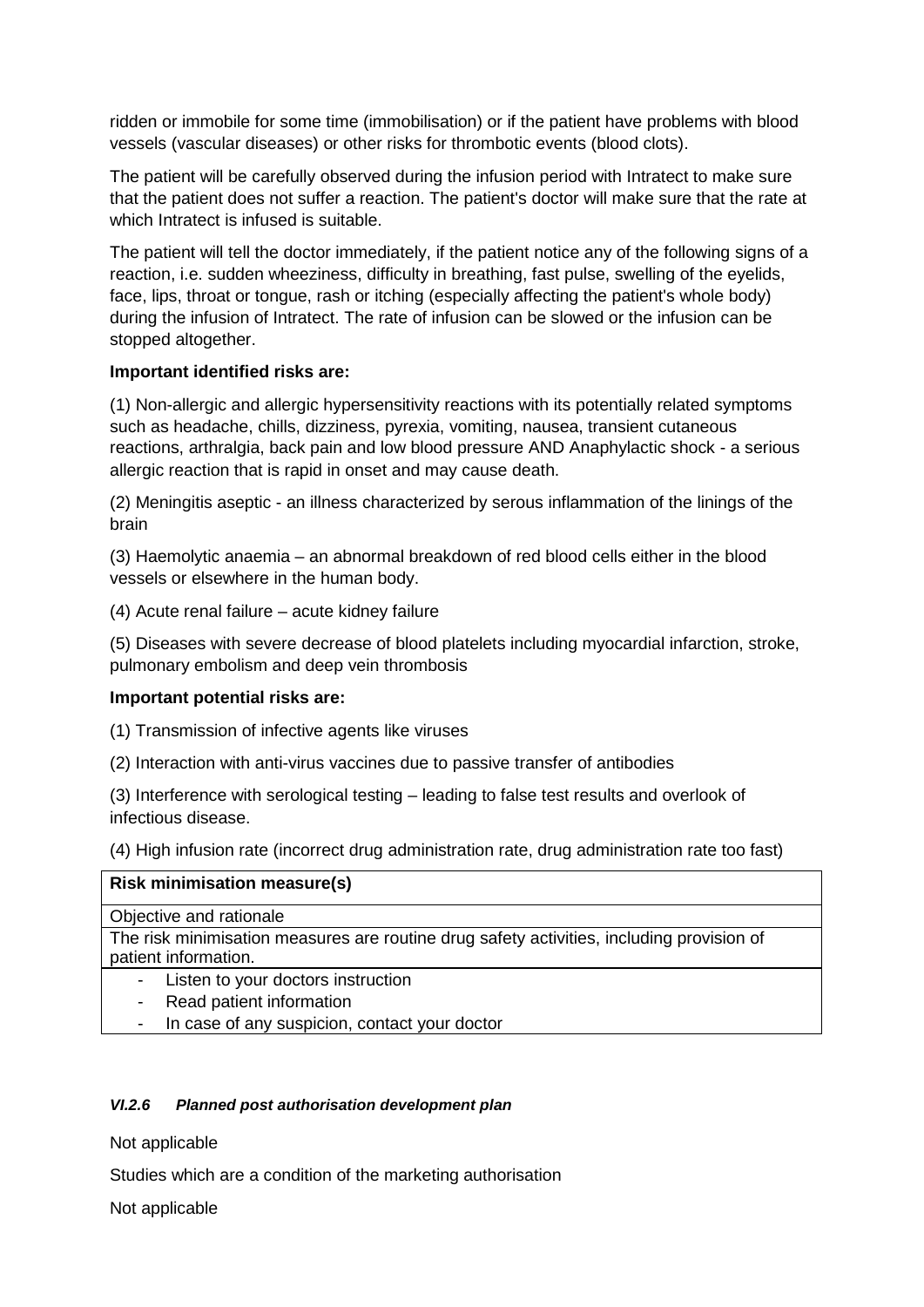ridden or immobile for some time (immobilisation) or if the patient have problems with blood vessels (vascular diseases) or other risks for thrombotic events (blood clots).

The patient will be carefully observed during the infusion period with Intratect to make sure that the patient does not suffer a reaction. The patient's doctor will make sure that the rate at which Intratect is infused is suitable.

The patient will tell the doctor immediately, if the patient notice any of the following signs of a reaction, i.e. sudden wheeziness, difficulty in breathing, fast pulse, swelling of the eyelids, face, lips, throat or tongue, rash or itching (especially affecting the patient's whole body) during the infusion of Intratect. The rate of infusion can be slowed or the infusion can be stopped altogether.

**Important identified risks are:**

(1) Non-allergic and allergic hypersensitivity reactions with its potentially related symptoms such as headache, chills, dizziness, pyrexia, vomiting, nausea, transient cutaneous reactions, arthralgia, back pain and low blood pressure AND Anaphylactic shock - a serious allergic reaction that is rapid in onset and may cause death.

(2) Meningitis aseptic - an illness characterized by serous inflammation of the linings of the brain

(3) Haemolytic anaemia – an abnormal breakdown of red blood cells either in the blood vessels or elsewhere in the human body.

(4) Acute renal failure – acute kidney failure

(5) Diseases with severe decrease of blood platelets including myocardial infarction, stroke, pulmonary embolism and deep vein thrombosis

**Important potential risks are:**

(1) Transmission of infective agents like viruses

(2) Interaction with anti-virus vaccines due to passive transfer of antibodies

(3) Interference with serological testing – leading to false test results and overlook of infectious disease.

(4) High infusion rate (incorrect drug administration rate, drug administration rate too fast)

| **Risk minimisation measure(s)** |
|---|
| Objective and rationale |
| The risk minimisation measures are routine drug safety activities, including provision of patient information. |
| - Listen to your doctors instruction<br>- Read patient information<br>- In case of any suspicion, contact your doctor |

#### *VI.2.6 Planned post authorisation development plan*

Not applicable

Studies which are a condition of the marketing authorisation

Not applicable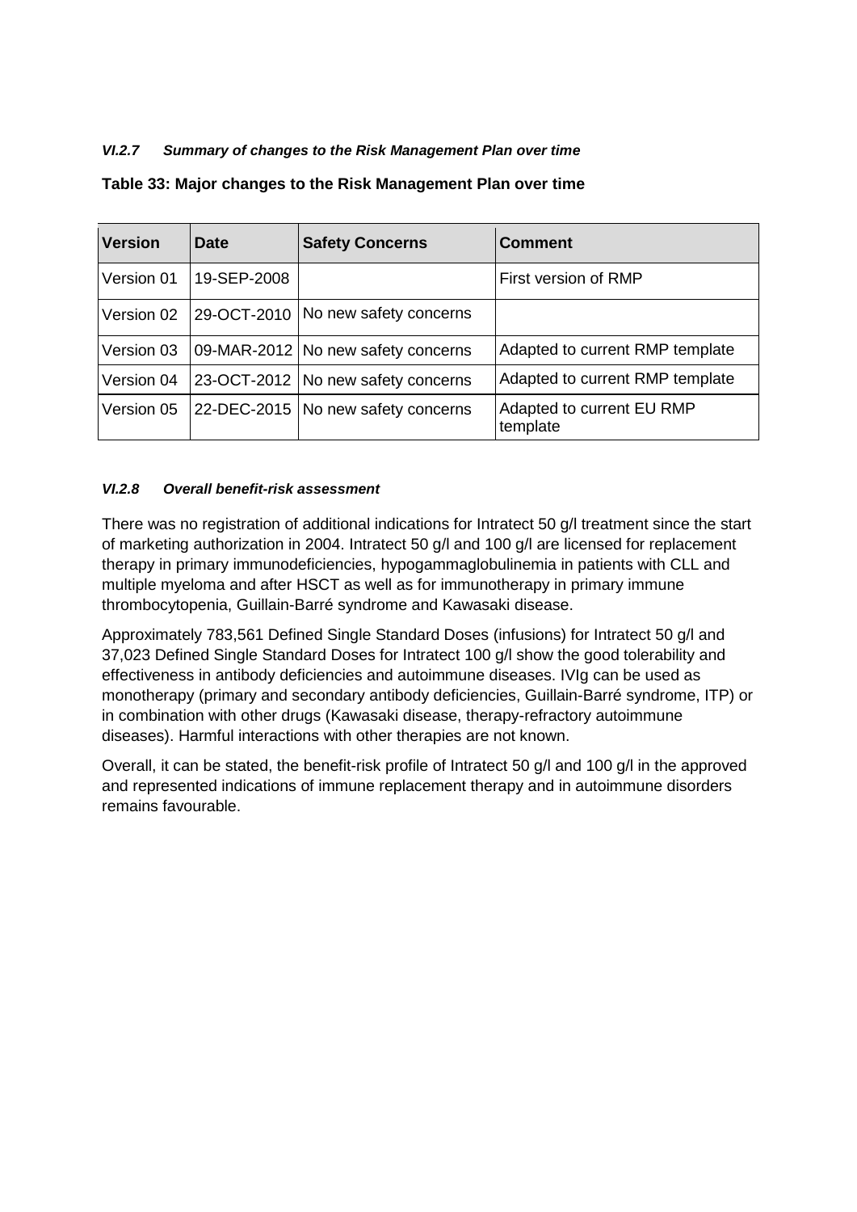#### *VI.2.7 Summary of changes to the Risk Management Plan over time*

**Table 33: Major changes to the Risk Management Plan over time**

| Version | Date | Safety Concerns | Comment |
|---|---|---|---|
| Version 01 | 19-SEP-2008 | | First version of RMP |
| Version 02 | 29-OCT-2010 | No new safety concerns | |
| Version 03 | 09-MAR-2012 | No new safety concerns | Adapted to current RMP template |
| Version 04 | 23-OCT-2012 | No new safety concerns | Adapted to current RMP template |
| Version 05 | 22-DEC-2015 | No new safety concerns | Adapted to current EU RMP template |

#### *VI.2.8 Overall benefit-risk assessment*

There was no registration of additional indications for Intratect 50 g/l treatment since the start of marketing authorization in 2004. Intratect 50 g/l and 100 g/l are licensed for replacement therapy in primary immunodeficiencies, hypogammaglobulinemia in patients with CLL and multiple myeloma and after HSCT as well as for immunotherapy in primary immune thrombocytopenia, Guillain-Barré syndrome and Kawasaki disease.

Approximately 783,561 Defined Single Standard Doses (infusions) for Intratect 50 g/l and 37,023 Defined Single Standard Doses for Intratect 100 g/l show the good tolerability and effectiveness in antibody deficiencies and autoimmune diseases. IVIg can be used as monotherapy (primary and secondary antibody deficiencies, Guillain-Barré syndrome, ITP) or in combination with other drugs (Kawasaki disease, therapy-refractory autoimmune diseases). Harmful interactions with other therapies are not known.

Overall, it can be stated, the benefit-risk profile of Intratect 50 g/l and 100 g/l in the approved and represented indications of immune replacement therapy and in autoimmune disorders remains favourable.